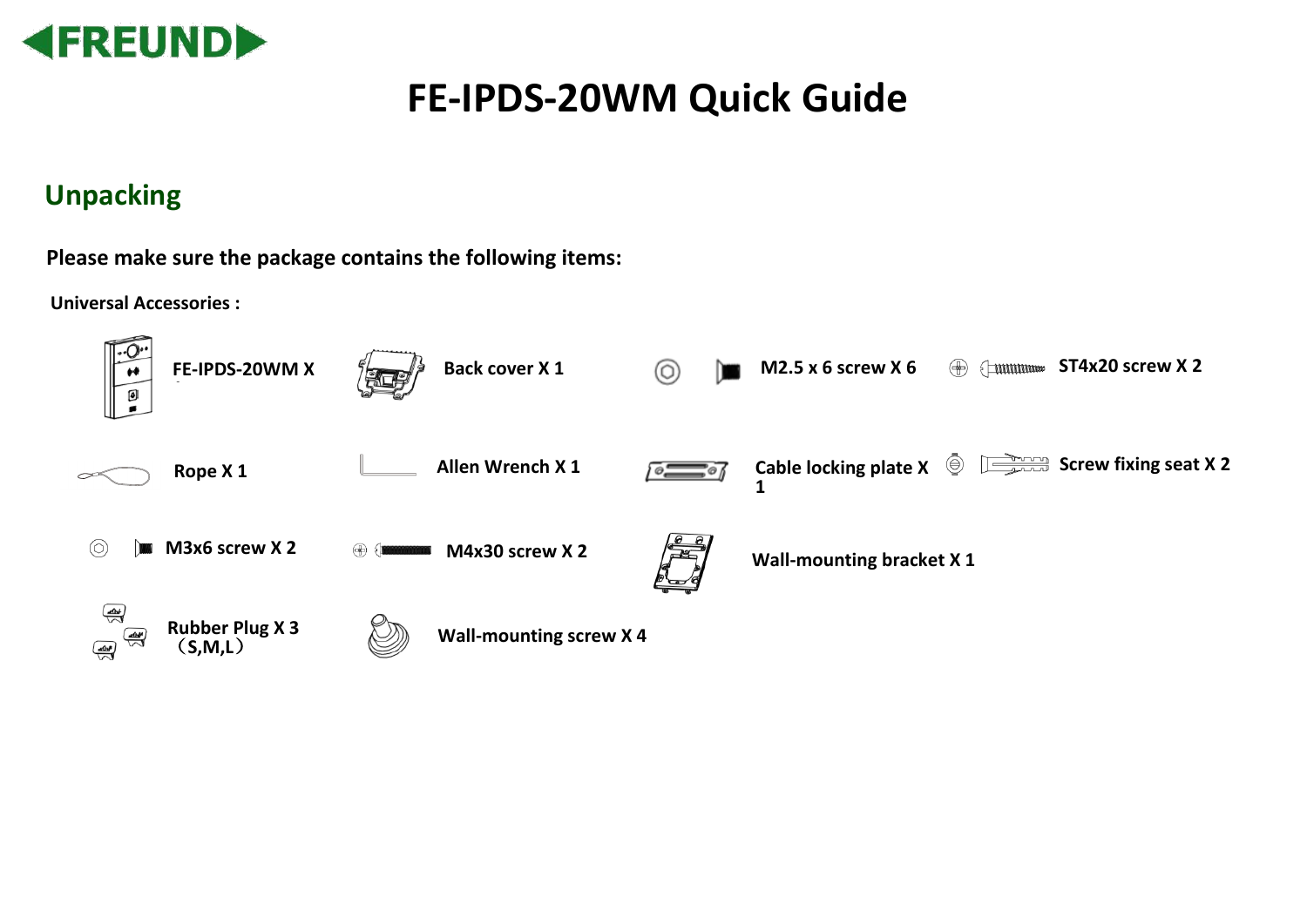FREUND

# FE-IPDS-20WM Quick Guide

## Unpacking

**Please make sure the package contains the following items:**

**Universal Accessories :**

- **FE-IPDS-20WM X 1**
- **Back cover X 1**
- **M2.5 x 6 screw X 6**
- **ST4x20 screw X 2**
- **Rope X 1**
- **Allen Wrench X 1**
- **Cable locking plate X 1**
- **Screw fixing seat X 2**
- **M3x6 screw X 2**
- **M4x30 screw X 2**
- **Wall-mounting bracket X 1**
- **Rubber Plug X 3 （S,M,L）**
- **Wall-mounting screw X 4**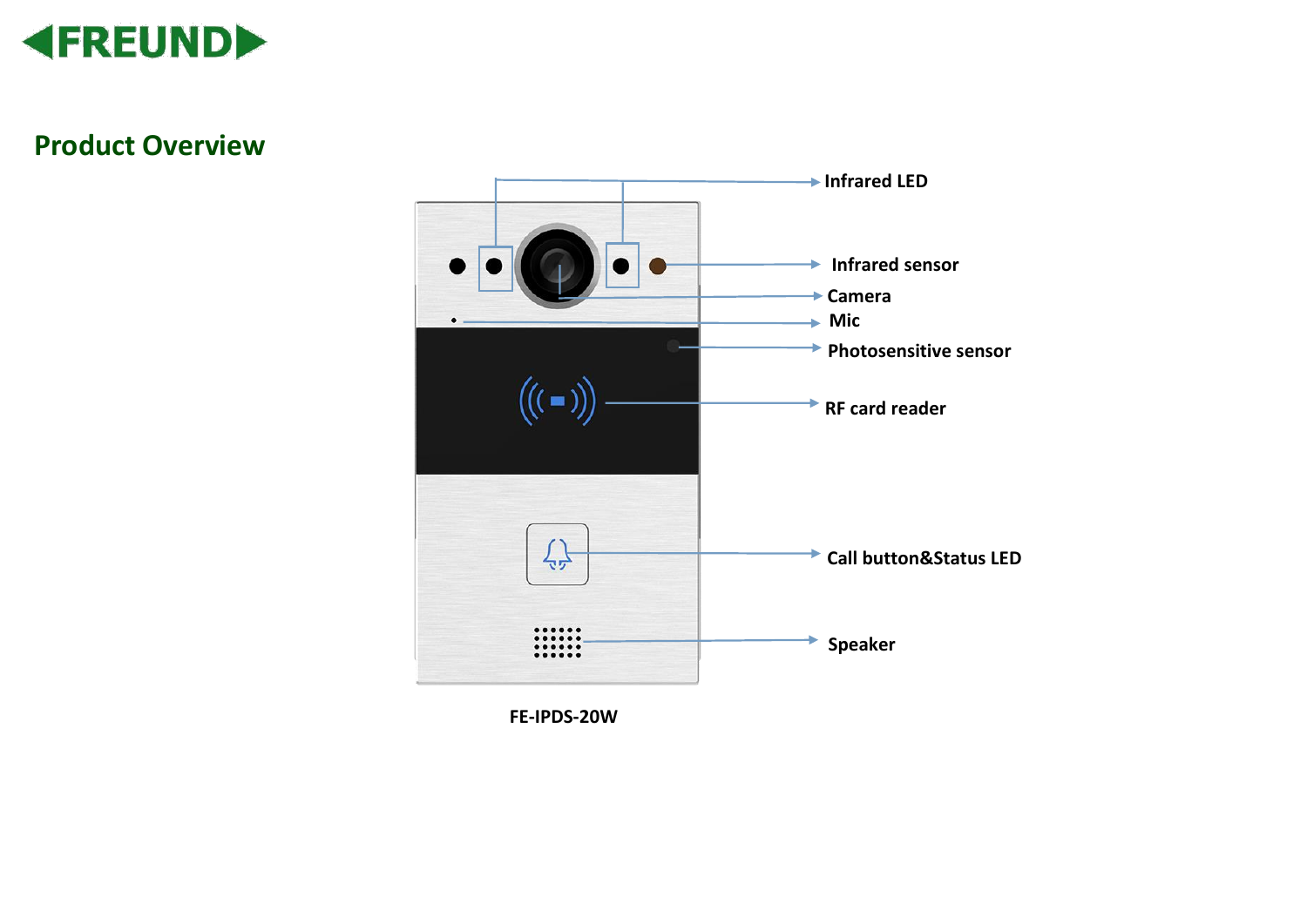## Product Overview

- Infrared LED
- Infrared sensor
- Camera
- Mic
- Photosensitive sensor
- RF card reader
- Call button&Status LED
- Speaker

FE-IPDS-20W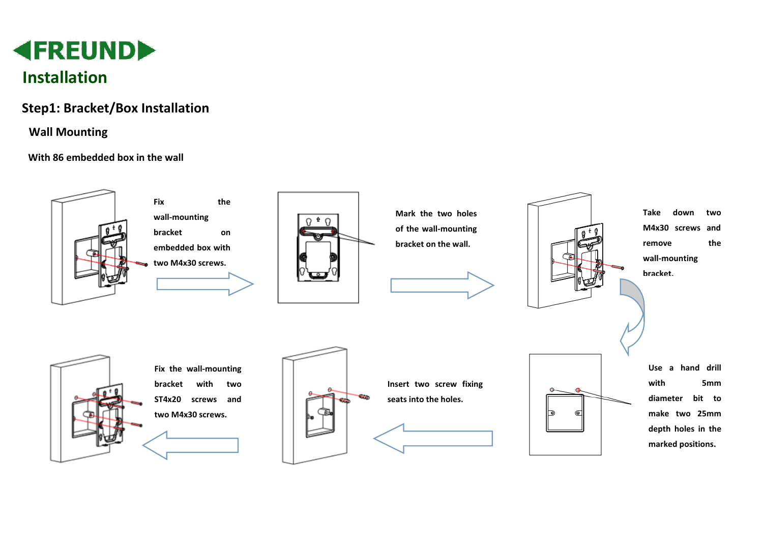FREUND

# Installation

## Step1: Bracket/Box Installation

### Wall Mounting

**With 86 embedded box in the wall**

Fix the wall-mounting bracket on embedded box with two M4x30 screws.

Mark the two holes of the wall-mounting bracket on the wall.

Take down two M4x30 screws and remove the wall-mounting bracket.

Use a hand drill with 5mm diameter bit to make two 25mm depth holes in the marked positions.

Insert two screw fixing seats into the holes.

Fix the wall-mounting bracket with two ST4x20 screws and two M4x30 screws.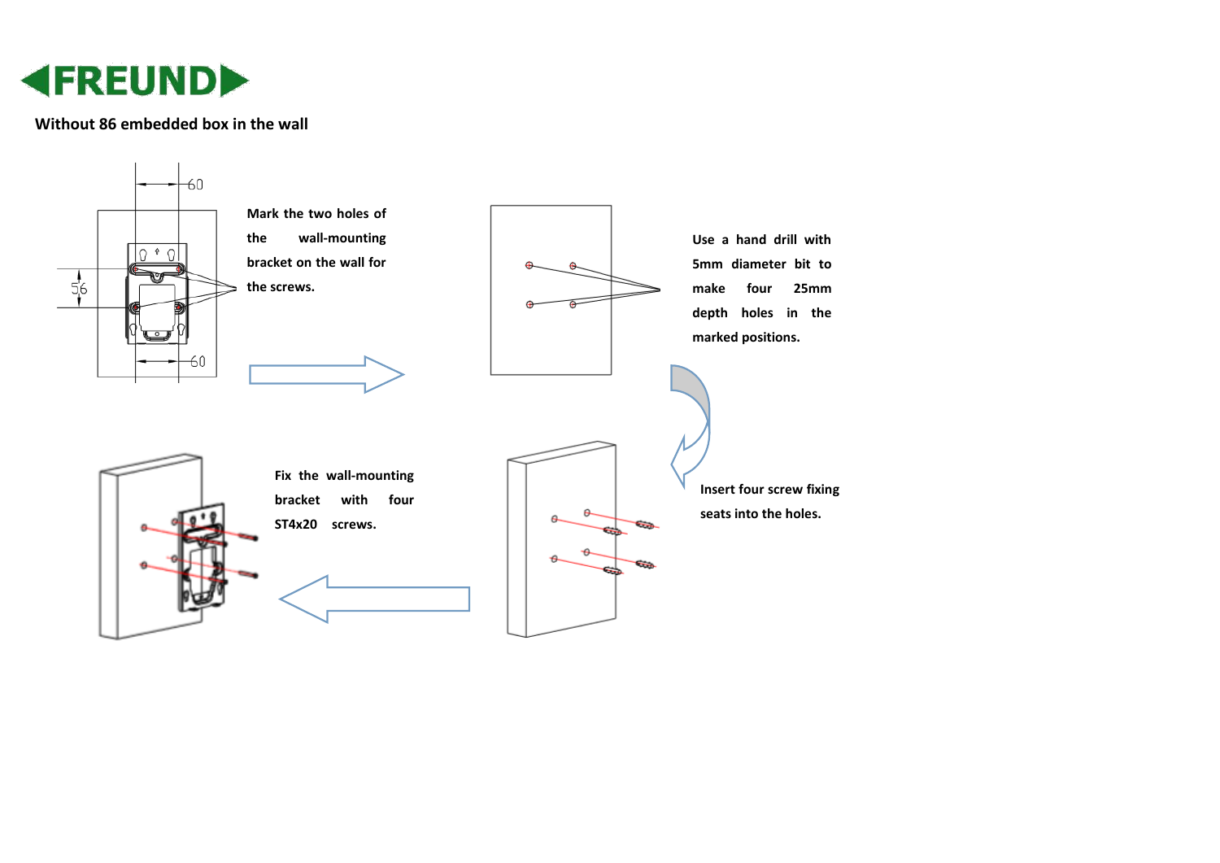Without 86 embedded box in the wall

Mark the two holes of the wall-mounting bracket on the wall for the screws.

Use a hand drill with 5mm diameter bit to make four 25mm depth holes in the marked positions.

Insert four screw fixing seats into the holes.

Fix the wall-mounting bracket with four ST4x20 screws.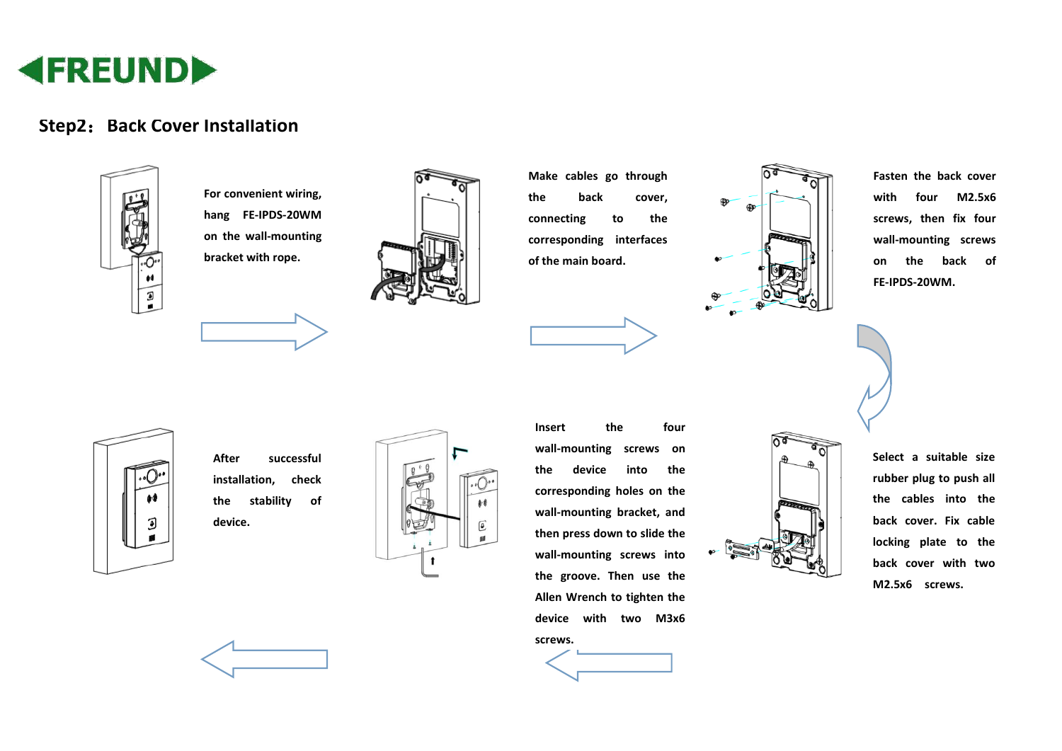## Step2： Back Cover Installation

For convenient wiring, hang FE-IPDS-20WM on the wall-mounting bracket with rope.

Make cables go through the back cover, connecting to the corresponding interfaces of the main board.

Fasten the back cover with four M2.5x6 screws, then fix four wall-mounting screws on the back of FE-IPDS-20WM.

Select a suitable size rubber plug to push all the cables into the back cover. Fix cable locking plate to the back cover with two M2.5x6 screws.

Insert the four wall-mounting screws on the device into the corresponding holes on the wall-mounting bracket, and then press down to slide the wall-mounting screws into the groove. Then use the Allen Wrench to tighten the device with two M3x6 screws.

After successful installation, check the stability of device.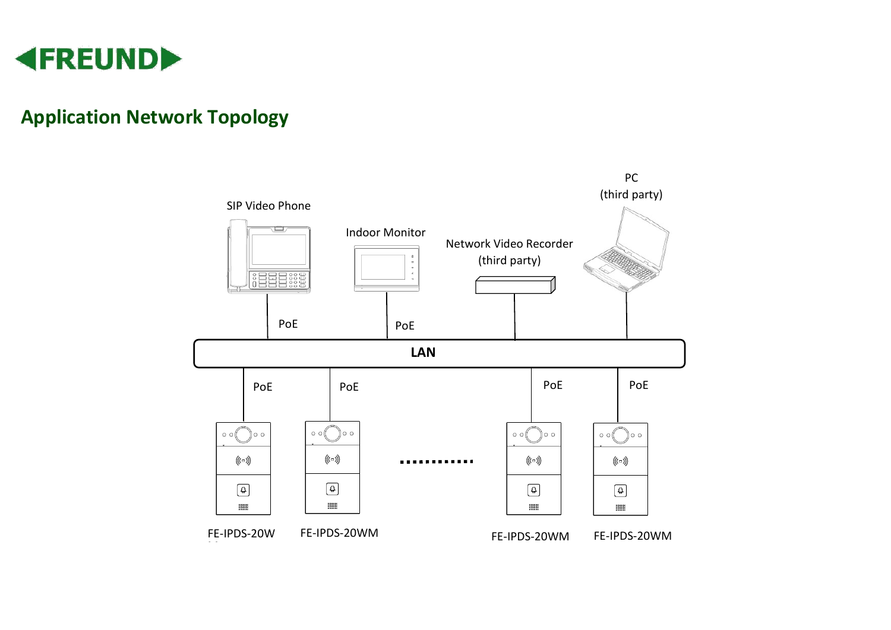## Application Network Topology

SIP Video Phone

Indoor Monitor

Network Video Recorder (third party)

PC (third party)

PoE

PoE

LAN

PoE

PoE

PoE

PoE

FE-IPDS-20W

FE-IPDS-20WM

FE-IPDS-20WM

FE-IPDS-20WM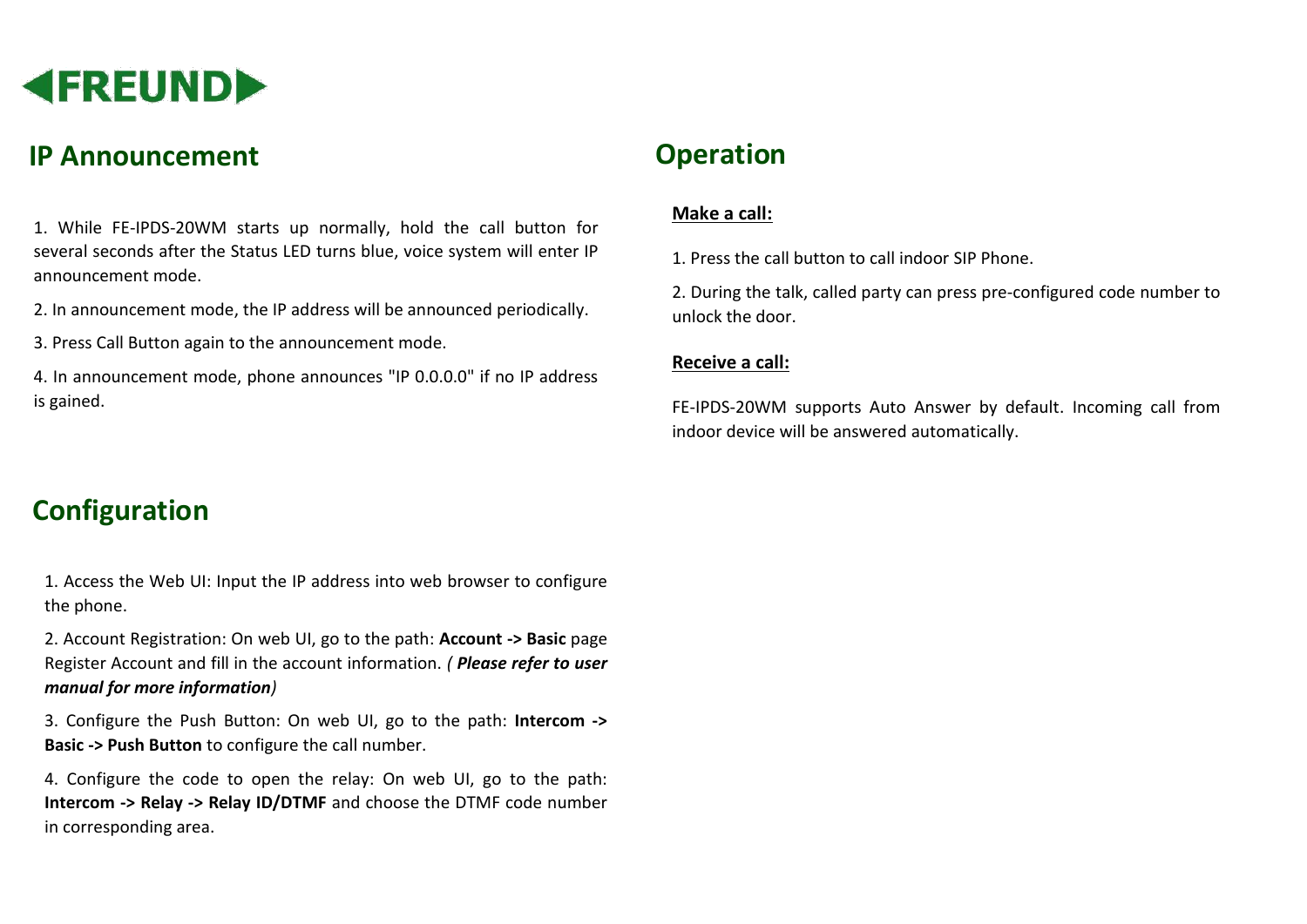FREUND

## IP Announcement

1. While FE-IPDS-20WM starts up normally, hold the call button for several seconds after the Status LED turns blue, voice system will enter IP announcement mode.

2. In announcement mode, the IP address will be announced periodically.

3. Press Call Button again to the announcement mode.

4. In announcement mode, phone announces "IP 0.0.0.0" if no IP address is gained.

## Configuration

1. Access the Web UI: Input the IP address into web browser to configure the phone.

2. Account Registration: On web UI, go to the path: **Account -> Basic** page Register Account and fill in the account information. *( **Please refer to user manual for more information**)*

3. Configure the Push Button: On web UI, go to the path: **Intercom -> Basic -> Push Button** to configure the call number.

4. Configure the code to open the relay: On web UI, go to the path: **Intercom -> Relay -> Relay ID/DTMF** and choose the DTMF code number in corresponding area.

## Operation

**Make a call:**

1. Press the call button to call indoor SIP Phone.

2. During the talk, called party can press pre-configured code number to unlock the door.

**Receive a call:**

FE-IPDS-20WM supports Auto Answer by default. Incoming call from indoor device will be answered automatically.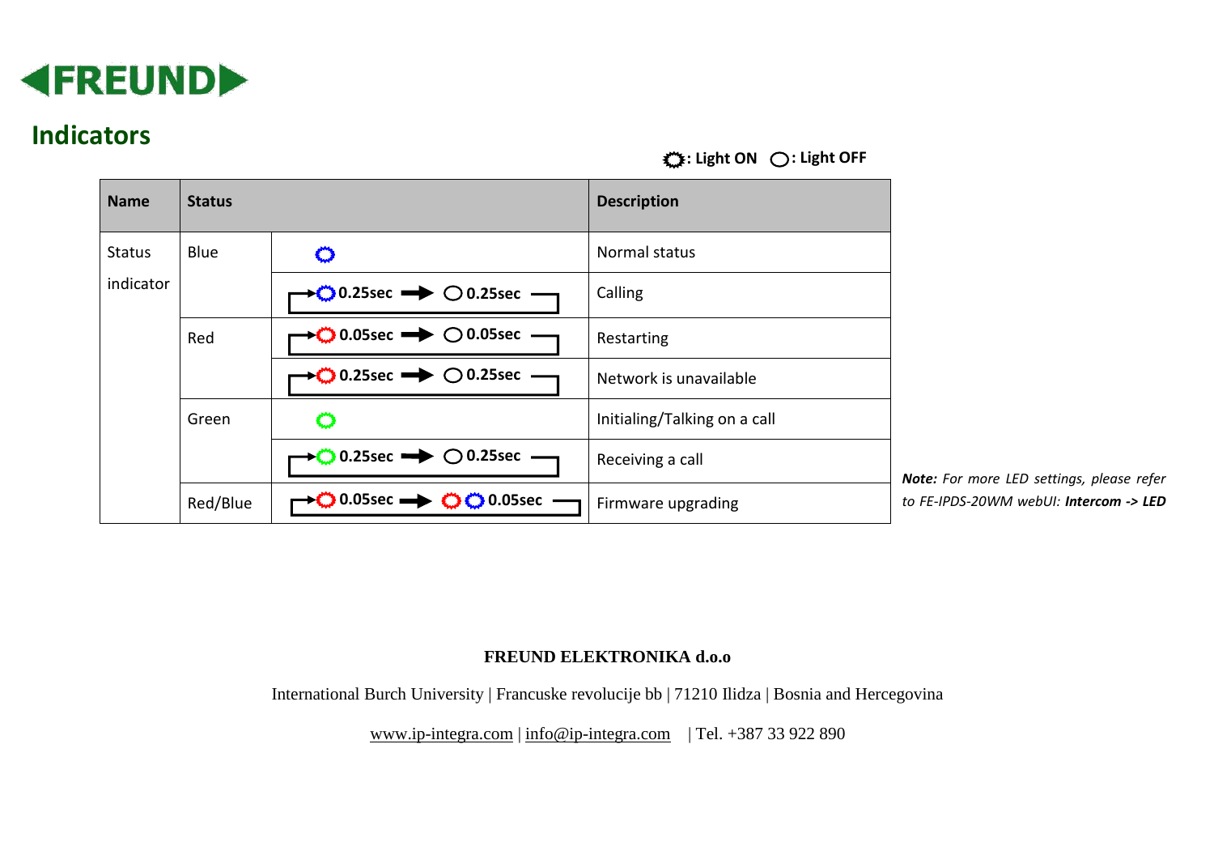## Indicators

☼: Light ON ○: Light OFF

| Name | Status | | Description |
|---|---|---|---|
| Status indicator | Blue | ☼ | Normal status |
| | | ☼ 0.25sec → ○ 0.25sec | Calling |
| | Red | ☼ 0.05sec → ○ 0.05sec | Restarting |
| | | ☼ 0.25sec → ○ 0.25sec | Network is unavailable |
| | Green | ☼ | Initialing/Talking on a call |
| | | ☼ 0.25sec → ○ 0.25sec | Receiving a call |
| | Red/Blue | ☼ 0.05sec → ☼☼ 0.05sec | Firmware upgrading |

***Note:*** *For more LED settings, please refer to FE-IPDS-20WM webUI:* ***Intercom -> LED***

**FREUND ELEKTRONIKA d.o.o**

International Burch University | Francuske revolucije bb | 71210 Ilidza | Bosnia and Hercegovina

www.ip-integra.com | info@ip-integra.com | Tel. +387 33 922 890